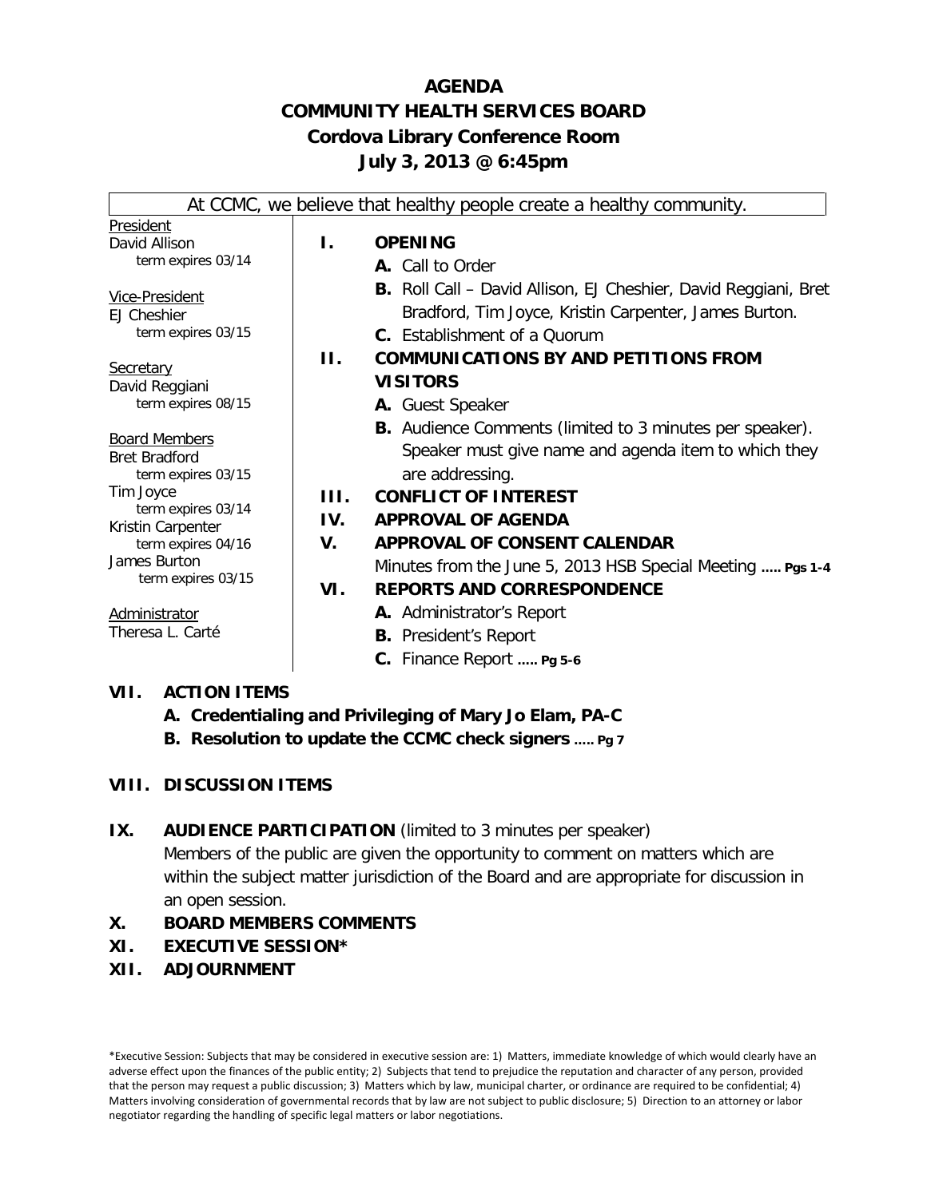# AGENDA
# COMMUNITY HEALTH SERVICES BOARD
## Cordova Library Conference Room
## July 3, 2013 @ 6:45pm

At CCMC, we believe that healthy people create a healthy community.

President
David Allison
term expires 03/14

Vice-President
EJ Cheshier
term expires 03/15

Secretary
David Reggiani
term expires 08/15

Board Members
Bret Bradford
term expires 03/15
Tim Joyce
term expires 03/14
Kristin Carpenter
term expires 04/16
James Burton
term expires 03/15

Administrator
Theresa L. Carté

**I. OPENING**
- **A.** Call to Order
- **B.** Roll Call – David Allison, EJ Cheshier, David Reggiani, Bret Bradford, Tim Joyce, Kristin Carpenter, James Burton.
- **C.** Establishment of a Quorum

**II. COMMUNICATIONS BY AND PETITIONS FROM VISITORS**
- **A.** Guest Speaker
- **B.** Audience Comments (limited to 3 minutes per speaker). Speaker must give name and agenda item to which they are addressing.

**III. CONFLICT OF INTEREST**

**IV. APPROVAL OF AGENDA**

**V. APPROVAL OF CONSENT CALENDAR**

Minutes from the June 5, 2013 HSB Special Meeting ..... **Pgs 1-4**

**VI. REPORTS AND CORRESPONDENCE**
- **A.** Administrator's Report
- **B.** President's Report
- **C.** Finance Report ..... **Pg 5-6**

**VII. ACTION ITEMS**
- **A. Credentialing and Privileging of Mary Jo Elam, PA-C**
- **B. Resolution to update the CCMC check signers ..... Pg 7**

**VIII. DISCUSSION ITEMS**

**IX. AUDIENCE PARTICIPATION** (limited to 3 minutes per speaker)
Members of the public are given the opportunity to comment on matters which are within the subject matter jurisdiction of the Board and are appropriate for discussion in an open session.

**X. BOARD MEMBERS COMMENTS**

**XI. EXECUTIVE SESSION***

**XII. ADJOURNMENT**

*Executive Session: Subjects that may be considered in executive session are: 1) Matters, immediate knowledge of which would clearly have an adverse effect upon the finances of the public entity; 2) Subjects that tend to prejudice the reputation and character of any person, provided that the person may request a public discussion; 3) Matters which by law, municipal charter, or ordinance are required to be confidential; 4) Matters involving consideration of governmental records that by law are not subject to public disclosure; 5) Direction to an attorney or labor negotiator regarding the handling of specific legal matters or labor negotiations.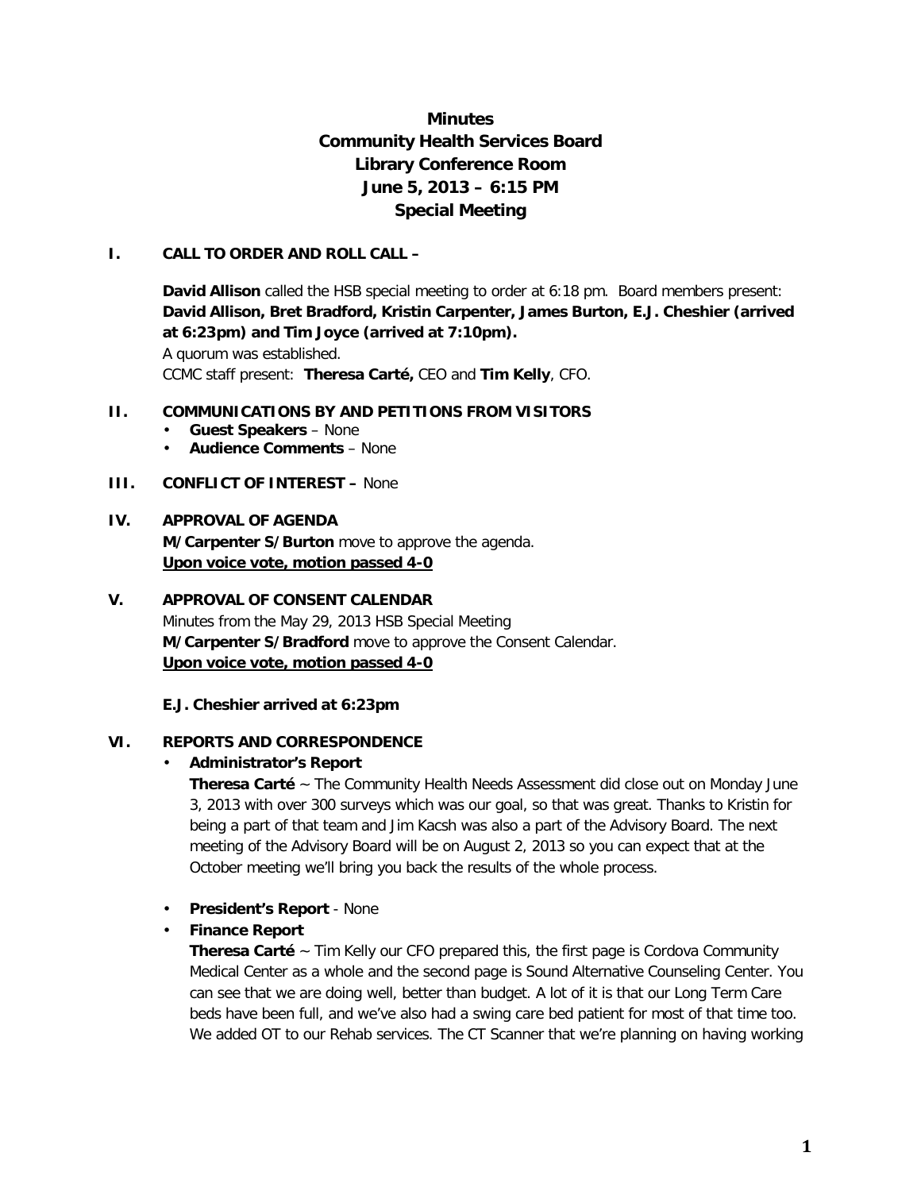# Minutes
# Community Health Services Board
# Library Conference Room
# June 5, 2013 – 6:15 PM
# Special Meeting

## I. CALL TO ORDER AND ROLL CALL –

**David Allison** called the HSB special meeting to order at 6:18 pm. Board members present: **David Allison, Bret Bradford, Kristin Carpenter, James Burton, E.J. Cheshier (arrived at 6:23pm) and Tim Joyce (arrived at 7:10pm).**

A quorum was established.

CCMC staff present: **Theresa Carté,** CEO and **Tim Kelly**, CFO.

## II. COMMUNICATIONS BY AND PETITIONS FROM VISITORS

- **Guest Speakers** – None
- **Audience Comments** – None

## III. CONFLICT OF INTEREST – None

## IV. APPROVAL OF AGENDA

**M/Carpenter S/Burton** move to approve the agenda.

**Upon voice vote, motion passed 4-0**

## V. APPROVAL OF CONSENT CALENDAR

Minutes from the May 29, 2013 HSB Special Meeting

**M/Carpenter S/Bradford** move to approve the Consent Calendar.

**Upon voice vote, motion passed 4-0**

**E.J. Cheshier arrived at 6:23pm**

## VI. REPORTS AND CORRESPONDENCE

- **Administrator's Report**

  **Theresa Carté** ~ The Community Health Needs Assessment did close out on Monday June 3, 2013 with over 300 surveys which was our goal, so that was great. Thanks to Kristin for being a part of that team and Jim Kacsh was also a part of the Advisory Board. The next meeting of the Advisory Board will be on August 2, 2013 so you can expect that at the October meeting we'll bring you back the results of the whole process.

- **President's Report** - None
- **Finance Report**

  **Theresa Carté** ~ Tim Kelly our CFO prepared this, the first page is Cordova Community Medical Center as a whole and the second page is Sound Alternative Counseling Center. You can see that we are doing well, better than budget. A lot of it is that our Long Term Care beds have been full, and we've also had a swing care bed patient for most of that time too. We added OT to our Rehab services. The CT Scanner that we're planning on having working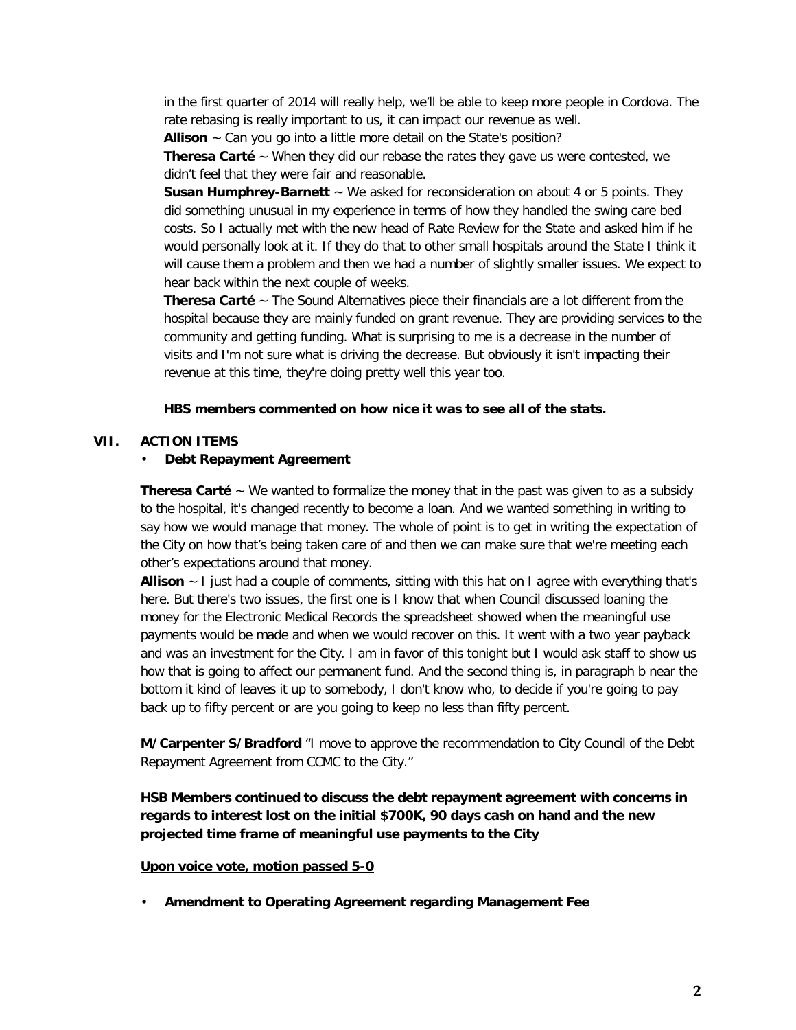in the first quarter of 2014 will really help, we'll be able to keep more people in Cordova. The rate rebasing is really important to us, it can impact our revenue as well.

**Allison** ~ Can you go into a little more detail on the State's position?

**Theresa Carté** ~ When they did our rebase the rates they gave us were contested, we didn't feel that they were fair and reasonable.

**Susan Humphrey-Barnett** ~ We asked for reconsideration on about 4 or 5 points. They did something unusual in my experience in terms of how they handled the swing care bed costs. So I actually met with the new head of Rate Review for the State and asked him if he would personally look at it. If they do that to other small hospitals around the State I think it will cause them a problem and then we had a number of slightly smaller issues. We expect to hear back within the next couple of weeks.

**Theresa Carté** ~ The Sound Alternatives piece their financials are a lot different from the hospital because they are mainly funded on grant revenue. They are providing services to the community and getting funding. What is surprising to me is a decrease in the number of visits and I'm not sure what is driving the decrease. But obviously it isn't impacting their revenue at this time, they're doing pretty well this year too.

**HBS members commented on how nice it was to see all of the stats.**

## VII. ACTION ITEMS

- **Debt Repayment Agreement**

**Theresa Carté** ~ We wanted to formalize the money that in the past was given to as a subsidy to the hospital, it's changed recently to become a loan. And we wanted something in writing to say how we would manage that money. The whole of point is to get in writing the expectation of the City on how that's being taken care of and then we can make sure that we're meeting each other's expectations around that money.

**Allison** ~ I just had a couple of comments, sitting with this hat on I agree with everything that's here. But there's two issues, the first one is I know that when Council discussed loaning the money for the Electronic Medical Records the spreadsheet showed when the meaningful use payments would be made and when we would recover on this. It went with a two year payback and was an investment for the City. I am in favor of this tonight but I would ask staff to show us how that is going to affect our permanent fund. And the second thing is, in paragraph b near the bottom it kind of leaves it up to somebody, I don't know who, to decide if you're going to pay back up to fifty percent or are you going to keep no less than fifty percent.

**M/Carpenter S/Bradford** "I move to approve the recommendation to City Council of the Debt Repayment Agreement from CCMC to the City."

**HSB Members continued to discuss the debt repayment agreement with concerns in regards to interest lost on the initial $700K, 90 days cash on hand and the new projected time frame of meaningful use payments to the City**

**Upon voice vote, motion passed 5-0**

- **Amendment to Operating Agreement regarding Management Fee**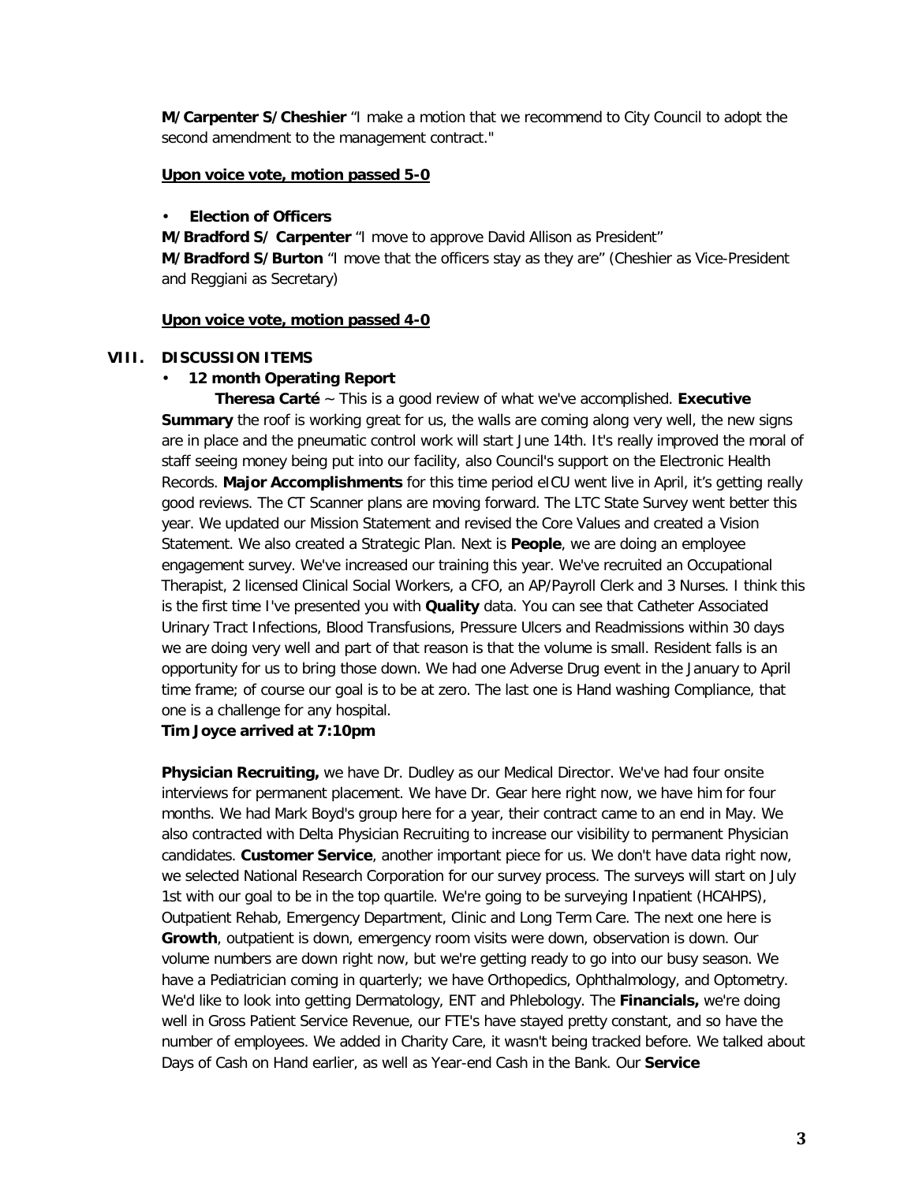**M/Carpenter S/Cheshier** "I make a motion that we recommend to City Council to adopt the second amendment to the management contract."

**Upon voice vote, motion passed 5-0**

- **Election of Officers**

**M/Bradford S/ Carpenter** "I move to approve David Allison as President"
**M/Bradford S/Burton** "I move that the officers stay as they are" (Cheshier as Vice-President and Reggiani as Secretary)

**Upon voice vote, motion passed 4-0**

## VIII. DISCUSSION ITEMS

- **12 month Operating Report**

**Theresa Carté** ~ This is a good review of what we've accomplished. **Executive Summary** the roof is working great for us, the walls are coming along very well, the new signs are in place and the pneumatic control work will start June 14th. It's really improved the moral of staff seeing money being put into our facility, also Council's support on the Electronic Health Records. **Major Accomplishments** for this time period eICU went live in April, it's getting really good reviews. The CT Scanner plans are moving forward. The LTC State Survey went better this year. We updated our Mission Statement and revised the Core Values and created a Vision Statement. We also created a Strategic Plan. Next is **People**, we are doing an employee engagement survey. We've increased our training this year. We've recruited an Occupational Therapist, 2 licensed Clinical Social Workers, a CFO, an AP/Payroll Clerk and 3 Nurses. I think this is the first time I've presented you with **Quality** data. You can see that Catheter Associated Urinary Tract Infections, Blood Transfusions, Pressure Ulcers and Readmissions within 30 days we are doing very well and part of that reason is that the volume is small. Resident falls is an opportunity for us to bring those down. We had one Adverse Drug event in the January to April time frame; of course our goal is to be at zero. The last one is Hand washing Compliance, that one is a challenge for any hospital.

**Tim Joyce arrived at 7:10pm**

**Physician Recruiting,** we have Dr. Dudley as our Medical Director. We've had four onsite interviews for permanent placement. We have Dr. Gear here right now, we have him for four months. We had Mark Boyd's group here for a year, their contract came to an end in May. We also contracted with Delta Physician Recruiting to increase our visibility to permanent Physician candidates. **Customer Service**, another important piece for us. We don't have data right now, we selected National Research Corporation for our survey process. The surveys will start on July 1st with our goal to be in the top quartile. We're going to be surveying Inpatient (HCAHPS), Outpatient Rehab, Emergency Department, Clinic and Long Term Care. The next one here is **Growth**, outpatient is down, emergency room visits were down, observation is down. Our volume numbers are down right now, but we're getting ready to go into our busy season. We have a Pediatrician coming in quarterly; we have Orthopedics, Ophthalmology, and Optometry. We'd like to look into getting Dermatology, ENT and Phlebology. The **Financials,** we're doing well in Gross Patient Service Revenue, our FTE's have stayed pretty constant, and so have the number of employees. We added in Charity Care, it wasn't being tracked before. We talked about Days of Cash on Hand earlier, as well as Year-end Cash in the Bank. Our **Service**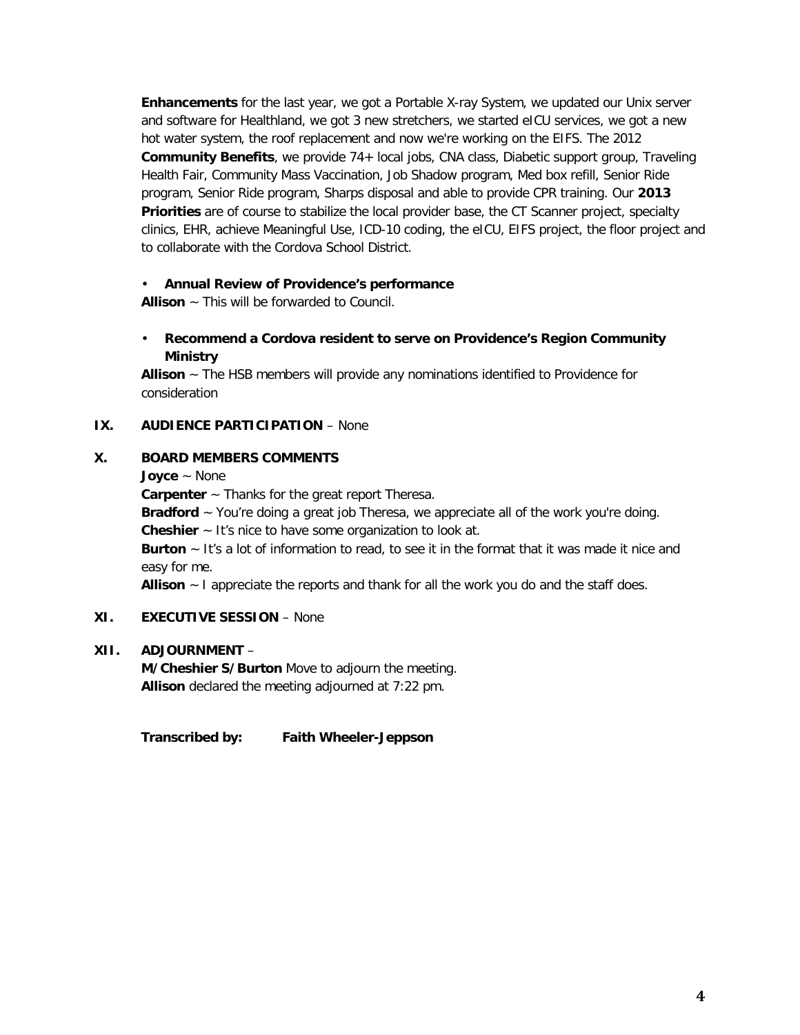**Enhancements** for the last year, we got a Portable X-ray System, we updated our Unix server and software for Healthland, we got 3 new stretchers, we started eICU services, we got a new hot water system, the roof replacement and now we're working on the EIFS. The 2012 **Community Benefits**, we provide 74+ local jobs, CNA class, Diabetic support group, Traveling Health Fair, Community Mass Vaccination, Job Shadow program, Med box refill, Senior Ride program, Senior Ride program, Sharps disposal and able to provide CPR training. Our **2013 Priorities** are of course to stabilize the local provider base, the CT Scanner project, specialty clinics, EHR, achieve Meaningful Use, ICD-10 coding, the eICU, EIFS project, the floor project and to collaborate with the Cordova School District.

- **Annual Review of Providence's performance**

**Allison** ~ This will be forwarded to Council.

- **Recommend a Cordova resident to serve on Providence's Region Community Ministry**

**Allison** ~ The HSB members will provide any nominations identified to Providence for consideration

## IX. AUDIENCE PARTICIPATION – None

## X. BOARD MEMBERS COMMENTS

**Joyce** ~ None
**Carpenter** ~ Thanks for the great report Theresa.
**Bradford** ~ You're doing a great job Theresa, we appreciate all of the work you're doing.
**Cheshier** ~ It's nice to have some organization to look at.
**Burton** ~ It's a lot of information to read, to see it in the format that it was made it nice and easy for me.
**Allison** ~ I appreciate the reports and thank for all the work you do and the staff does.

## XI. EXECUTIVE SESSION – None

## XII. ADJOURNMENT –

**M/Cheshier S/Burton** Move to adjourn the meeting.
**Allison** declared the meeting adjourned at 7:22 pm.

**Transcribed by: Faith Wheeler-Jeppson**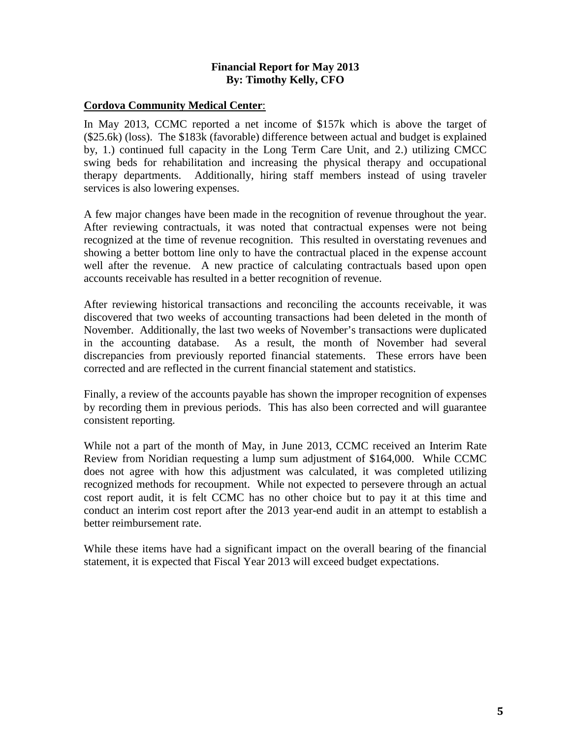**Financial Report for May 2013**
**By: Timothy Kelly, CFO**

**Cordova Community Medical Center**:

In May 2013, CCMC reported a net income of $157k which is above the target of ($25.6k) (loss). The $183k (favorable) difference between actual and budget is explained by, 1.) continued full capacity in the Long Term Care Unit, and 2.) utilizing CMCC swing beds for rehabilitation and increasing the physical therapy and occupational therapy departments. Additionally, hiring staff members instead of using traveler services is also lowering expenses.

A few major changes have been made in the recognition of revenue throughout the year. After reviewing contractuals, it was noted that contractual expenses were not being recognized at the time of revenue recognition. This resulted in overstating revenues and showing a better bottom line only to have the contractual placed in the expense account well after the revenue. A new practice of calculating contractuals based upon open accounts receivable has resulted in a better recognition of revenue.

After reviewing historical transactions and reconciling the accounts receivable, it was discovered that two weeks of accounting transactions had been deleted in the month of November. Additionally, the last two weeks of November's transactions were duplicated in the accounting database. As a result, the month of November had several discrepancies from previously reported financial statements. These errors have been corrected and are reflected in the current financial statement and statistics.

Finally, a review of the accounts payable has shown the improper recognition of expenses by recording them in previous periods. This has also been corrected and will guarantee consistent reporting.

While not a part of the month of May, in June 2013, CCMC received an Interim Rate Review from Noridian requesting a lump sum adjustment of $164,000. While CCMC does not agree with how this adjustment was calculated, it was completed utilizing recognized methods for recoupment. While not expected to persevere through an actual cost report audit, it is felt CCMC has no other choice but to pay it at this time and conduct an interim cost report after the 2013 year-end audit in an attempt to establish a better reimbursement rate.

While these items have had a significant impact on the overall bearing of the financial statement, it is expected that Fiscal Year 2013 will exceed budget expectations.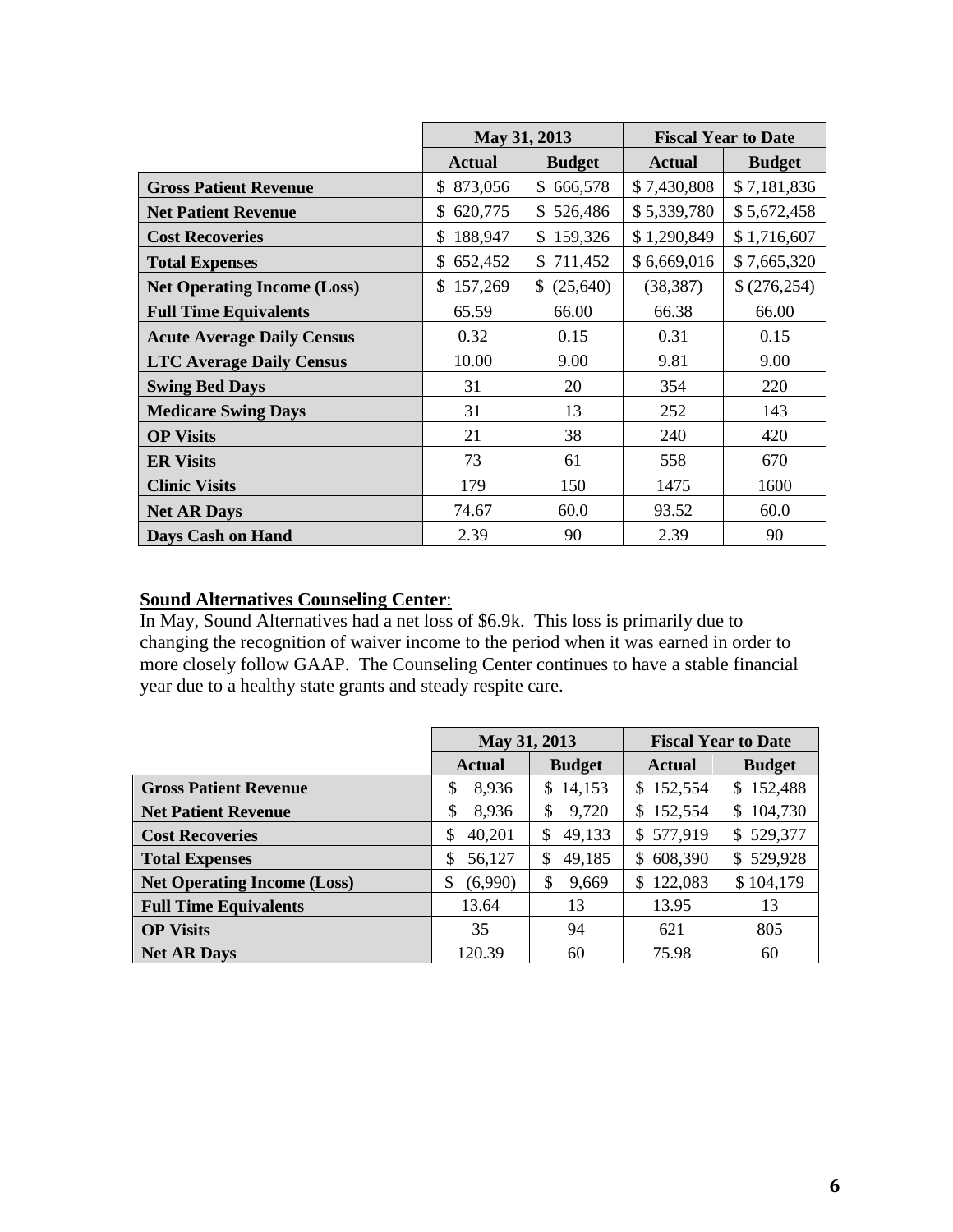| | May 31, 2013 | | Fiscal Year to Date | |
|---|---|---|---|---|
| | **Actual** | **Budget** | **Actual** | **Budget** |
| **Gross Patient Revenue** | $ 873,056 | $ 666,578 | $ 7,430,808 | $ 7,181,836 |
| **Net Patient Revenue** | $ 620,775 | $ 526,486 | $ 5,339,780 | $ 5,672,458 |
| **Cost Recoveries** | $ 188,947 | $ 159,326 | $ 1,290,849 | $ 1,716,607 |
| **Total Expenses** | $ 652,452 | $ 711,452 | $ 6,669,016 | $ 7,665,320 |
| **Net Operating Income (Loss)** | $ 157,269 | $ (25,640) | (38,387) | $ (276,254) |
| **Full Time Equivalents** | 65.59 | 66.00 | 66.38 | 66.00 |
| **Acute Average Daily Census** | 0.32 | 0.15 | 0.31 | 0.15 |
| **LTC Average Daily Census** | 10.00 | 9.00 | 9.81 | 9.00 |
| **Swing Bed Days** | 31 | 20 | 354 | 220 |
| **Medicare Swing Days** | 31 | 13 | 252 | 143 |
| **OP Visits** | 21 | 38 | 240 | 420 |
| **ER Visits** | 73 | 61 | 558 | 670 |
| **Clinic Visits** | 179 | 150 | 1475 | 1600 |
| **Net AR Days** | 74.67 | 60.0 | 93.52 | 60.0 |
| **Days Cash on Hand** | 2.39 | 90 | 2.39 | 90 |

**Sound Alternatives Counseling Center**:

In May, Sound Alternatives had a net loss of $6.9k. This loss is primarily due to changing the recognition of waiver income to the period when it was earned in order to more closely follow GAAP. The Counseling Center continues to have a stable financial year due to a healthy state grants and steady respite care.

| | May 31, 2013 | | Fiscal Year to Date | |
|---|---|---|---|---|
| | **Actual** | **Budget** | **Actual** | **Budget** |
| **Gross Patient Revenue** | $ 8,936 | $ 14,153 | $ 152,554 | $ 152,488 |
| **Net Patient Revenue** | $ 8,936 | $ 9,720 | $ 152,554 | $ 104,730 |
| **Cost Recoveries** | $ 40,201 | $ 49,133 | $ 577,919 | $ 529,377 |
| **Total Expenses** | $ 56,127 | $ 49,185 | $ 608,390 | $ 529,928 |
| **Net Operating Income (Loss)** | $ (6,990) | $ 9,669 | $ 122,083 | $ 104,179 |
| **Full Time Equivalents** | 13.64 | 13 | 13.95 | 13 |
| **OP Visits** | 35 | 94 | 621 | 805 |
| **Net AR Days** | 120.39 | 60 | 75.98 | 60 |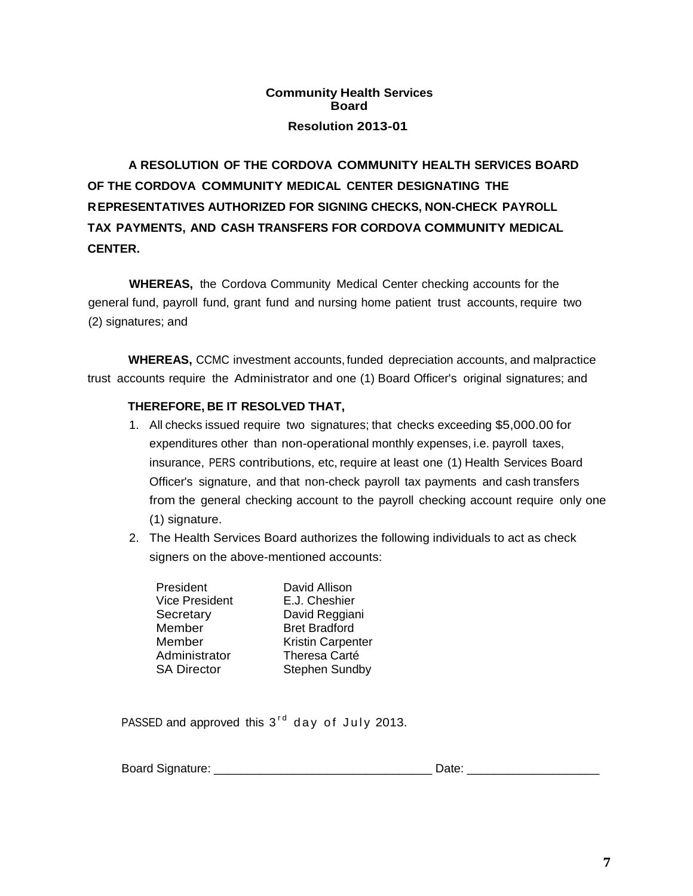**Community Health Services Board**

**Resolution 2013-01**

**A RESOLUTION OF THE CORDOVA COMMUNITY HEALTH SERVICES BOARD OF THE CORDOVA COMMUNITY MEDICAL CENTER DESIGNATING THE REPRESENTATIVES AUTHORIZED FOR SIGNING CHECKS, NON-CHECK PAYROLL TAX PAYMENTS, AND CASH TRANSFERS FOR CORDOVA COMMUNITY MEDICAL CENTER.**

**WHEREAS,** the Cordova Community Medical Center checking accounts for the general fund, payroll fund, grant fund and nursing home patient trust accounts, require two (2) signatures; and

**WHEREAS,** CCMC investment accounts, funded depreciation accounts, and malpractice trust accounts require the Administrator and one (1) Board Officer's original signatures; and

**THEREFORE, BE IT RESOLVED THAT,**

1. All checks issued require two signatures; that checks exceeding $5,000.00 for expenditures other than non-operational monthly expenses, i.e. payroll taxes, insurance, PERS contributions, etc, require at least one (1) Health Services Board Officer's signature, and that non-check payroll tax payments and cash transfers from the general checking account to the payroll checking account require only one (1) signature.
2. The Health Services Board authorizes the following individuals to act as check signers on the above-mentioned accounts:

| | |
|---|---|
| President | David Allison |
| Vice President | E.J. Cheshier |
| Secretary | David Reggiani |
| Member | Bret Bradford |
| Member | Kristin Carpenter |
| Administrator | Theresa Carté |
| SA Director | Stephen Sundby |

PASSED and approved this 3rd day of July 2013.

Board Signature: ________________________________ Date: ____________________